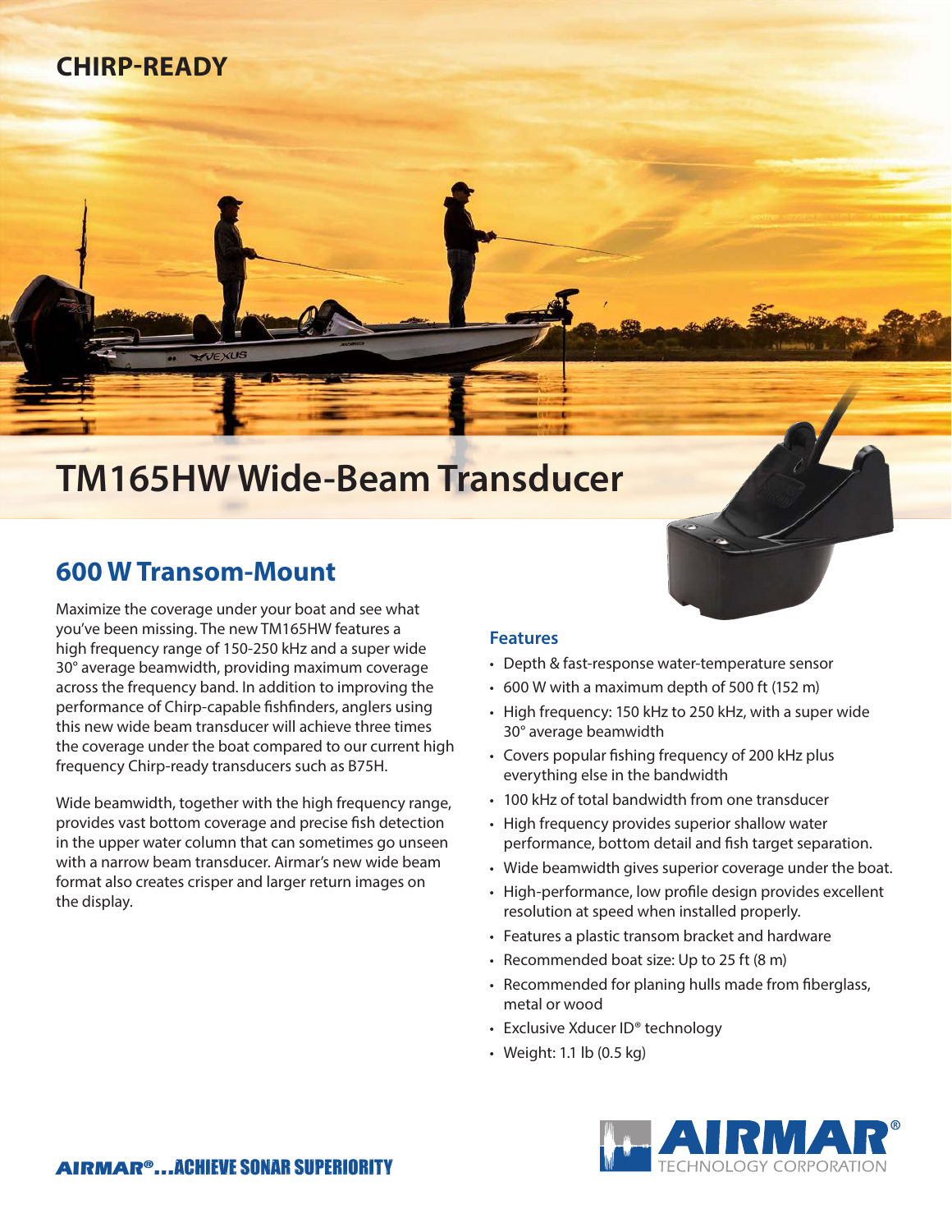CHIRP-READY

# TM165HW Wide-Beam Transducer

## 600 W Transom-Mount

Maximize the coverage under your boat and see what you've been missing. The new TM165HW features a high frequency range of 150-250 kHz and a super wide 30° average beamwidth, providing maximum coverage across the frequency band. In addition to improving the performance of Chirp-capable fishfinders, anglers using this new wide beam transducer will achieve three times the coverage under the boat compared to our current high frequency Chirp-ready transducers such as B75H.

Wide beamwidth, together with the high frequency range, provides vast bottom coverage and precise fish detection in the upper water column that can sometimes go unseen with a narrow beam transducer. Airmar's new wide beam format also creates crisper and larger return images on the display.

### Features

- Depth & fast-response water-temperature sensor
- 600 W with a maximum depth of 500 ft (152 m)
- High frequency: 150 kHz to 250 kHz, with a super wide 30° average beamwidth
- Covers popular fishing frequency of 200 kHz plus everything else in the bandwidth
- 100 kHz of total bandwidth from one transducer
- High frequency provides superior shallow water performance, bottom detail and fish target separation.
- Wide beamwidth gives superior coverage under the boat.
- High-performance, low profile design provides excellent resolution at speed when installed properly.
- Features a plastic transom bracket and hardware
- Recommended boat size: Up to 25 ft (8 m)
- Recommended for planing hulls made from fiberglass, metal or wood
- Exclusive Xducer ID® technology
- Weight: 1.1 lb (0.5 kg)

AIRMAR®...ACHIEVE SONAR SUPERIORITY

AIRMAR® TECHNOLOGY CORPORATION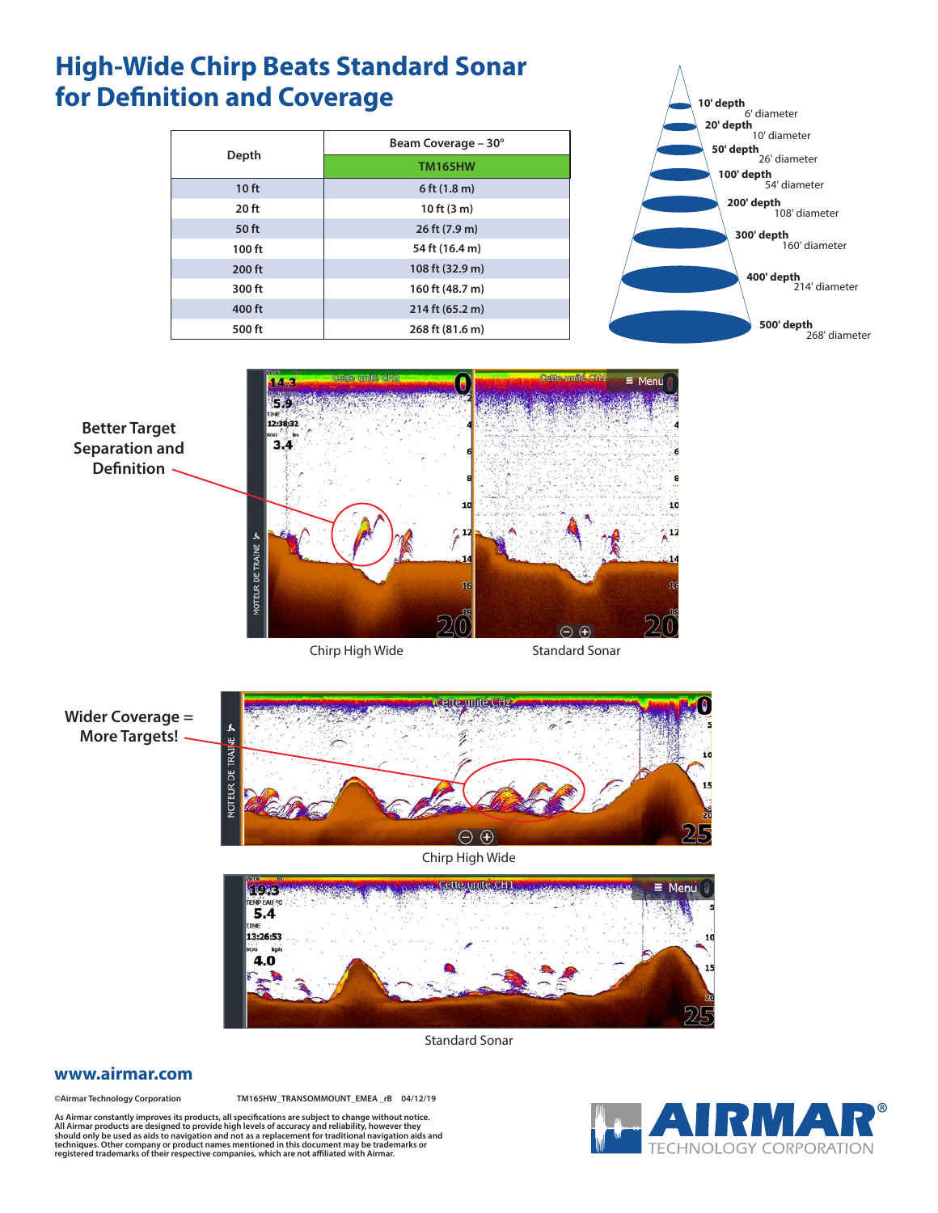# High-Wide Chirp Beats Standard Sonar for Definition and Coverage

| Depth | Beam Coverage – 30° |
|---|---|
| | TM165HW |
| 10 ft | 6 ft (1.8 m) |
| 20 ft | 10 ft (3 m) |
| 50 ft | 26 ft (7.9 m) |
| 100 ft | 54 ft (16.4 m) |
| 200 ft | 108 ft (32.9 m) |
| 300 ft | 160 ft (48.7 m) |
| 400 ft | 214 ft (65.2 m) |
| 500 ft | 268 ft (81.6 m) |

10' depth
6' diameter
20' depth
10' diameter
50' depth
26' diameter
100' depth
54' diameter
200' depth
108' diameter
300' depth
160' diameter
400' depth
214' diameter
500' depth
268' diameter

Better Target Separation and Definition

Chirp High Wide

Standard Sonar

Wider Coverage = More Targets!

Chirp High Wide

Standard Sonar

www.airmar.com

©Airmar Technology Corporation

TM165HW_TRANSOMMOUNT_EMEA _rB 04/12/19

As Airmar constantly improves its products, all specifications are subject to change without notice. All Airmar products are designed to provide high levels of accuracy and reliability, however they should only be used as aids to navigation and not as a replacement for traditional navigation aids and techniques. Other company or product names mentioned in this document may be trademarks or registered trademarks of their respective companies, which are not affiliated with Airmar.

AIRMAR® TECHNOLOGY CORPORATION